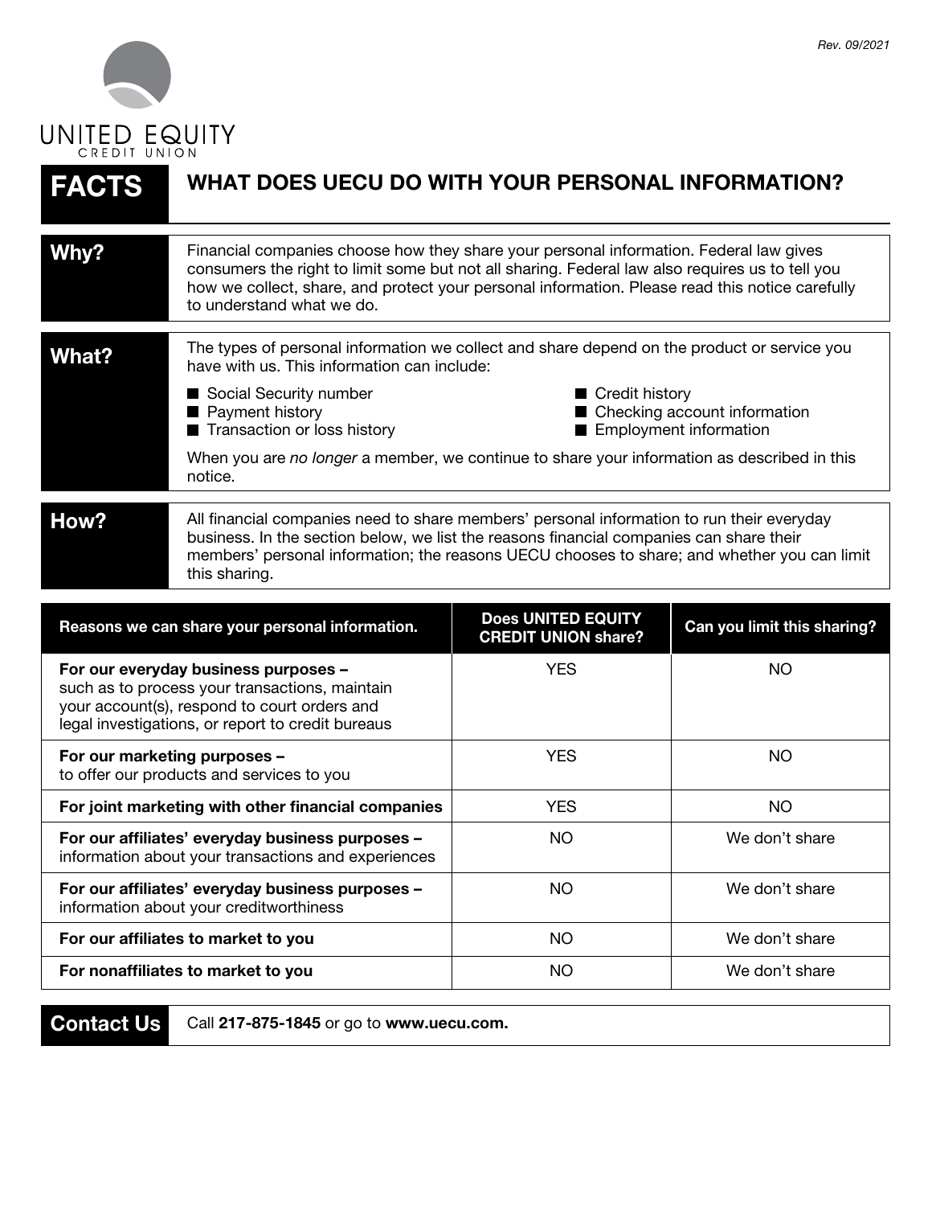Rev. 09/2021

UNITED EQUITY
CREDIT UNION

# FACTS — WHAT DOES UECU DO WITH YOUR PERSONAL INFORMATION?

| | |
|---|---|
| **Why?** | Financial companies choose how they share your personal information. Federal law gives consumers the right to limit some but not all sharing. Federal law also requires us to tell you how we collect, share, and protect your personal information. Please read this notice carefully to understand what we do. |
| **What?** | The types of personal information we collect and share depend on the product or service you have with us. This information can include:<br>■ Social Security number<br>■ Payment history<br>■ Transaction or loss history<br>■ Credit history<br>■ Checking account information<br>■ Employment information<br>When you are *no longer* a member, we continue to share your information as described in this notice. |
| **How?** | All financial companies need to share members' personal information to run their everyday business. In the section below, we list the reasons financial companies can share their members' personal information; the reasons UECU chooses to share; and whether you can limit this sharing. |

| Reasons we can share your personal information. | Does UNITED EQUITY CREDIT UNION share? | Can you limit this sharing? |
|---|---|---|
| **For our everyday business purposes –** such as to process your transactions, maintain your account(s), respond to court orders and legal investigations, or report to credit bureaus | YES | NO |
| **For our marketing purposes –** to offer our products and services to you | YES | NO |
| **For joint marketing with other financial companies** | YES | NO |
| **For our affiliates' everyday business purposes –** information about your transactions and experiences | NO | We don't share |
| **For our affiliates' everyday business purposes –** information about your creditworthiness | NO | We don't share |
| **For our affiliates to market to you** | NO | We don't share |
| **For nonaffiliates to market to you** | NO | We don't share |

| | |
|---|---|
| **Contact Us** | Call **217-875-1845** or go to **www.uecu.com.** |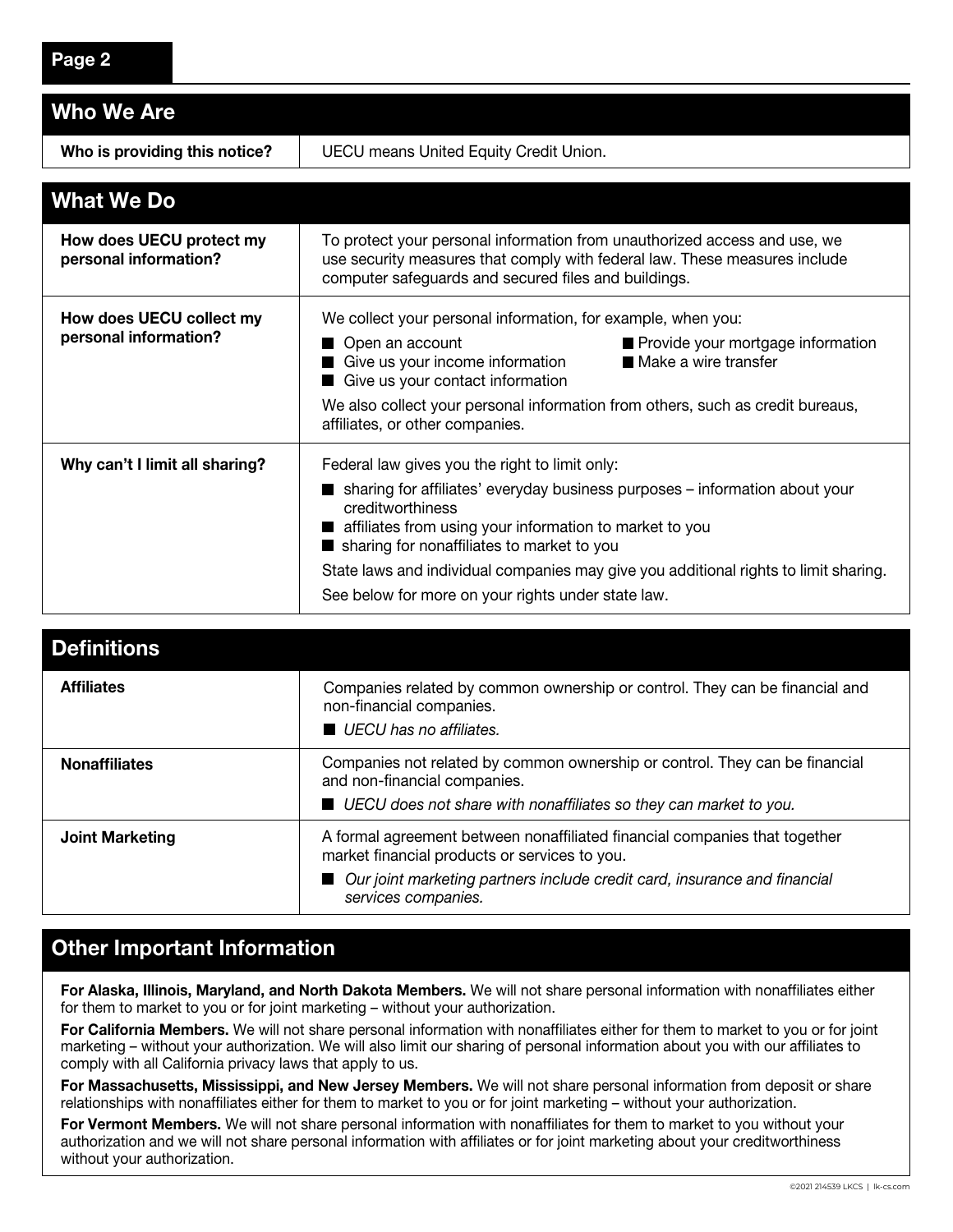## Who We Are

| | |
|---|---|
| **Who is providing this notice?** | UECU means United Equity Credit Union. |

## What We Do

| | |
|---|---|
| **How does UECU protect my personal information?** | To protect your personal information from unauthorized access and use, we use security measures that comply with federal law. These measures include computer safeguards and secured files and buildings. |
| **How does UECU collect my personal information?** | We collect your personal information, for example, when you:<br>■ Open an account<br>■ Give us your income information<br>■ Give us your contact information<br>■ Provide your mortgage information<br>■ Make a wire transfer<br>We also collect your personal information from others, such as credit bureaus, affiliates, or other companies. |
| **Why can't I limit all sharing?** | Federal law gives you the right to limit only:<br>■ sharing for affiliates' everyday business purposes – information about your creditworthiness<br>■ affiliates from using your information to market to you<br>■ sharing for nonaffiliates to market to you<br>State laws and individual companies may give you additional rights to limit sharing.<br>See below for more on your rights under state law. |

## Definitions

| | |
|---|---|
| **Affiliates** | Companies related by common ownership or control. They can be financial and non-financial companies.<br>■ *UECU has no affiliates.* |
| **Nonaffiliates** | Companies not related by common ownership or control. They can be financial and non-financial companies.<br>■ *UECU does not share with nonaffiliates so they can market to you.* |
| **Joint Marketing** | A formal agreement between nonaffiliated financial companies that together market financial products or services to you.<br>■ *Our joint marketing partners include credit card, insurance and financial services companies.* |

## Other Important Information

**For Alaska, Illinois, Maryland, and North Dakota Members.** We will not share personal information with nonaffiliates either for them to market to you or for joint marketing – without your authorization.

**For California Members.** We will not share personal information with nonaffiliates either for them to market to you or for joint marketing – without your authorization. We will also limit our sharing of personal information about you with our affiliates to comply with all California privacy laws that apply to us.

**For Massachusetts, Mississippi, and New Jersey Members.** We will not share personal information from deposit or share relationships with nonaffiliates either for them to market to you or for joint marketing – without your authorization.

**For Vermont Members.** We will not share personal information with nonaffiliates for them to market to you without your authorization and we will not share personal information with affiliates or for joint marketing about your creditworthiness without your authorization.

©2021 214539 LKCS | lk-cs.com